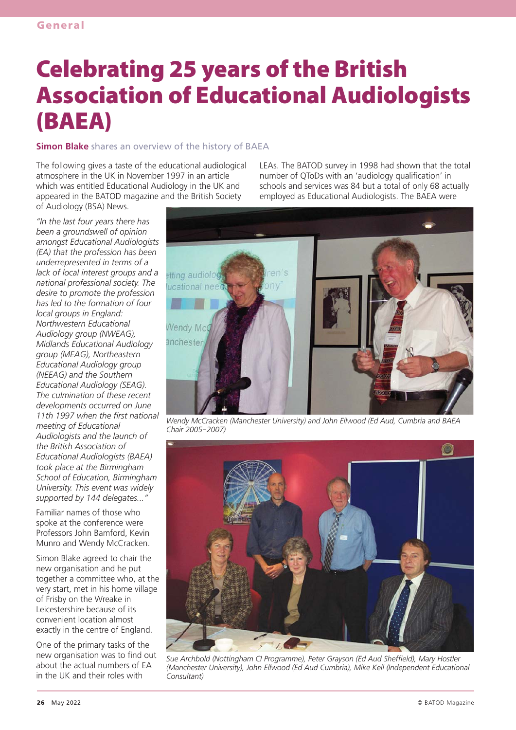# Celebrating 25 years of the British Association of Educational Audiologists (BAEA)

**Simon Blake** shares an overview of the history of BAEA

The following gives a taste of the educational audiological atmosphere in the UK in November 1997 in an article which was entitled Educational Audiology in the UK and appeared in the BATOD magazine and the British Society of Audiology (BSA) News.

*"In the last four years there has been a groundswell of opinion amongst Educational Audiologists (EA) that the profession has been underrepresented in terms of a lack of local interest groups and a national professional society. The desire to promote the profession has led to the formation of four local groups in England: Northwestern Educational Audiology group (NWEAG), Midlands Educational Audiology group (MEAG), Northeastern Educational Audiology group (NEEAG) and the Southern Educational Audiology (SEAG). The culmination of these recent developments occurred on June 11th 1997 when the first national meeting of Educational Audiologists and the launch of the British Association of Educational Audiologists (BAEA) took place at the Birmingham School of Education, Birmingham University. This event was widely supported by 144 delegates..."*

Familiar names of those who spoke at the conference were Professors John Bamford, Kevin Munro and Wendy McCracken.

Simon Blake agreed to chair the new organisation and he put together a committee who, at the very start, met in his home village of Frisby on the Wreake in Leicestershire because of its convenient location almost exactly in the centre of England.

One of the primary tasks of the new organisation was to find out about the actual numbers of EA in the UK and their roles with LEAs. The BATOD survey in 1998 had shown that the total number of QToDs with an 'audiology qualification' in schools and services was 84 but a total of only 68 actually employed as Educational Audiologists. The BAEA were

*Wendy McCracken (Manchester University) and John Ellwood (Ed Aud, Cumbria and BAEA Chair 2005–2007)*

*Sue Archbold (Nottingham CI Programme), Peter Grayson (Ed Aud Sheffield), Mary Hostler (Manchester University), John Ellwood (Ed Aud Cumbria), Mike Kell (Independent Educational Consultant)*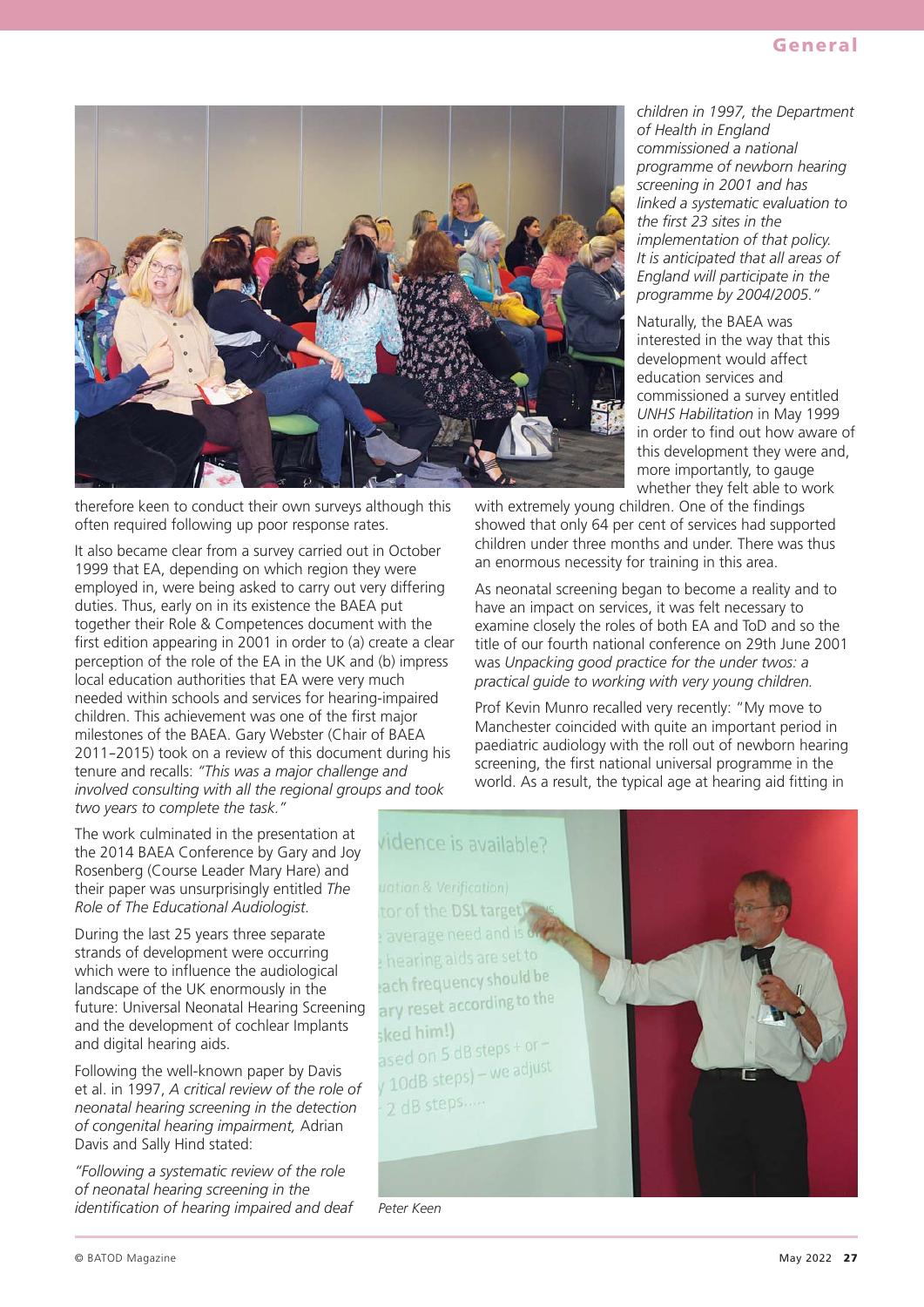therefore keen to conduct their own surveys although this often required following up poor response rates.

It also became clear from a survey carried out in October 1999 that EA, depending on which region they were employed in, were being asked to carry out very differing duties. Thus, early on in its existence the BAEA put together their Role & Competences document with the first edition appearing in 2001 in order to (a) create a clear perception of the role of the EA in the UK and (b) impress local education authorities that EA were very much needed within schools and services for hearing-impaired children. This achievement was one of the first major milestones of the BAEA. Gary Webster (Chair of BAEA 2011–2015) took on a review of this document during his tenure and recalls: *"This was a major challenge and involved consulting with all the regional groups and took two years to complete the task."*

The work culminated in the presentation at the 2014 BAEA Conference by Gary and Joy Rosenberg (Course Leader Mary Hare) and their paper was unsurprisingly entitled *The Role of The Educational Audiologist.*

During the last 25 years three separate strands of development were occurring which were to influence the audiological landscape of the UK enormously in the future: Universal Neonatal Hearing Screening and the development of cochlear Implants and digital hearing aids.

Following the well-known paper by Davis et al. in 1997, *A critical review of the role of neonatal hearing screening in the detection of congenital hearing impairment,* Adrian Davis and Sally Hind stated:

*"Following a systematic review of the role of neonatal hearing screening in the identification of hearing impaired and deaf children in 1997, the Department of Health in England commissioned a national programme of newborn hearing screening in 2001 and has linked a systematic evaluation to the first 23 sites in the implementation of that policy. It is anticipated that all areas of England will participate in the programme by 2004/2005."*

Naturally, the BAEA was interested in the way that this development would affect education services and commissioned a survey entitled *UNHS Habilitation* in May 1999 in order to find out how aware of this development they were and, more importantly, to gauge whether they felt able to work with extremely young children. One of the findings showed that only 64 per cent of services had supported children under three months and under. There was thus an enormous necessity for training in this area.

As neonatal screening began to become a reality and to have an impact on services, it was felt necessary to examine closely the roles of both EA and ToD and so the title of our fourth national conference on 29th June 2001 was *Unpacking good practice for the under twos: a practical guide to working with very young children.*

Prof Kevin Munro recalled very recently: "My move to Manchester coincided with quite an important period in paediatric audiology with the roll out of newborn hearing screening, the first national universal programme in the world. As a result, the typical age at hearing aid fitting in

Peter Keen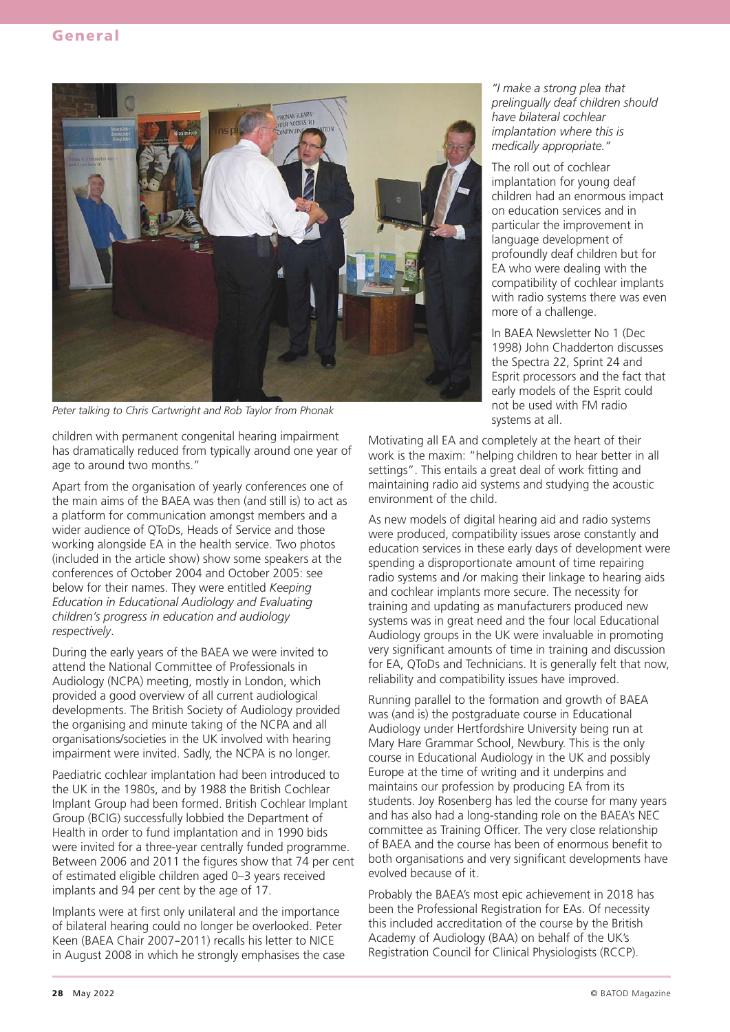Peter talking to Chris Cartwright and Rob Taylor from Phonak

children with permanent congenital hearing impairment has dramatically reduced from typically around one year of age to around two months."

Apart from the organisation of yearly conferences one of the main aims of the BAEA was then (and still is) to act as a platform for communication amongst members and a wider audience of QToDs, Heads of Service and those working alongside EA in the health service. Two photos (included in the article show) show some speakers at the conferences of October 2004 and October 2005: see below for their names. They were entitled *Keeping Education in Educational Audiology and Evaluating children's progress in education and audiology respectively*.

During the early years of the BAEA we were invited to attend the National Committee of Professionals in Audiology (NCPA) meeting, mostly in London, which provided a good overview of all current audiological developments. The British Society of Audiology provided the organising and minute taking of the NCPA and all organisations/societies in the UK involved with hearing impairment were invited. Sadly, the NCPA is no longer.

Paediatric cochlear implantation had been introduced to the UK in the 1980s, and by 1988 the British Cochlear Implant Group had been formed. British Cochlear Implant Group (BCIG) successfully lobbied the Department of Health in order to fund implantation and in 1990 bids were invited for a three-year centrally funded programme. Between 2006 and 2011 the figures show that 74 per cent of estimated eligible children aged 0–3 years received implants and 94 per cent by the age of 17.

Implants were at first only unilateral and the importance of bilateral hearing could no longer be overlooked. Peter Keen (BAEA Chair 2007–2011) recalls his letter to NICE in August 2008 in which he strongly emphasises the case

*"I make a strong plea that prelingually deaf children should have bilateral cochlear implantation where this is medically appropriate."*

The roll out of cochlear implantation for young deaf children had an enormous impact on education services and in particular the improvement in language development of profoundly deaf children but for EA who were dealing with the compatibility of cochlear implants with radio systems there was even more of a challenge.

In BAEA Newsletter No 1 (Dec 1998) John Chadderton discusses the Spectra 22, Sprint 24 and Esprit processors and the fact that early models of the Esprit could not be used with FM radio systems at all.

Motivating all EA and completely at the heart of their work is the maxim: "helping children to hear better in all settings". This entails a great deal of work fitting and maintaining radio aid systems and studying the acoustic environment of the child.

As new models of digital hearing aid and radio systems were produced, compatibility issues arose constantly and education services in these early days of development were spending a disproportionate amount of time repairing radio systems and /or making their linkage to hearing aids and cochlear implants more secure. The necessity for training and updating as manufacturers produced new systems was in great need and the four local Educational Audiology groups in the UK were invaluable in promoting very significant amounts of time in training and discussion for EA, QToDs and Technicians. It is generally felt that now, reliability and compatibility issues have improved.

Running parallel to the formation and growth of BAEA was (and is) the postgraduate course in Educational Audiology under Hertfordshire University being run at Mary Hare Grammar School, Newbury. This is the only course in Educational Audiology in the UK and possibly Europe at the time of writing and it underpins and maintains our profession by producing EA from its students. Joy Rosenberg has led the course for many years and has also had a long-standing role on the BAEA's NEC committee as Training Officer. The very close relationship of BAEA and the course has been of enormous benefit to both organisations and very significant developments have evolved because of it.

Probably the BAEA's most epic achievement in 2018 has been the Professional Registration for EAs. Of necessity this included accreditation of the course by the British Academy of Audiology (BAA) on behalf of the UK's Registration Council for Clinical Physiologists (RCCP).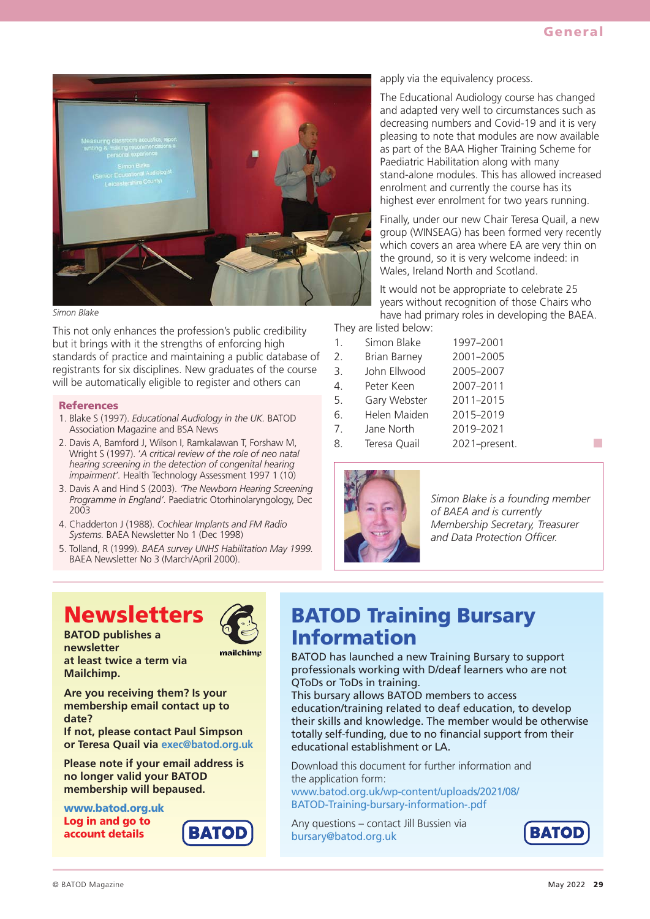Simon Blake

This not only enhances the profession's public credibility but it brings with it the strengths of enforcing high standards of practice and maintaining a public database of registrants for six disciplines. New graduates of the course will be automatically eligible to register and others can apply via the equivalency process.

The Educational Audiology course has changed and adapted very well to circumstances such as decreasing numbers and Covid-19 and it is very pleasing to note that modules are now available as part of the BAA Higher Training Scheme for Paediatric Habilitation along with many stand-alone modules. This has allowed increased enrolment and currently the course has its highest ever enrolment for two years running.

Finally, under our new Chair Teresa Quail, a new group (WINSEAG) has been formed very recently which covers an area where EA are very thin on the ground, so it is very welcome indeed: in Wales, Ireland North and Scotland.

It would not be appropriate to celebrate 25 years without recognition of those Chairs who have had primary roles in developing the BAEA. They are listed below:

| | | |
|---|---|---|
| 1. | Simon Blake | 1997–2001 |
| 2. | Brian Barney | 2001–2005 |
| 3. | John Ellwood | 2005–2007 |
| 4. | Peter Keen | 2007–2011 |
| 5. | Gary Webster | 2011–2015 |
| 6. | Helen Maiden | 2015–2019 |
| 7. | Jane North | 2019–2021 |
| 8. | Teresa Quail | 2021–present. |

*Simon Blake is a founding member of BAEA and is currently Membership Secretary, Treasurer and Data Protection Officer.*

## References

1. Blake S (1997). *Educational Audiology in the UK.* BATOD Association Magazine and BSA News
2. Davis A, Bamford J, Wilson I, Ramkalawan T, Forshaw M, Wright S (1997). *'A critical review of the role of neo natal hearing screening in the detection of congenital hearing impairment'.* Health Technology Assessment 1997 1 (10)
3. Davis A and Hind S (2003). *'The Newborn Hearing Screening Programme in England'.* Paediatric Otorhinolaryngology, Dec 2003
4. Chadderton J (1988). *Cochlear Implants and FM Radio Systems.* BAEA Newsletter No 1 (Dec 1998)
5. Tolland, R (1999). *BAEA survey UNHS Habilitation May 1999.* BAEA Newsletter No 3 (March/April 2000).

# Newsletters

**BATOD publishes a newsletter at least twice a term via Mailchimp.**

**Are you receiving them? Is your membership email contact up to date?**
**If not, please contact Paul Simpson or Teresa Quail via exec@batod.org.uk**

**Please note if your email address is no longer valid your BATOD membership will bepaused.**

**www.batod.org.uk**
**Log in and go to account details**

# BATOD Training Bursary Information

BATOD has launched a new Training Bursary to support professionals working with D/deaf learners who are not QToDs or ToDs in training.
This bursary allows BATOD members to access education/training related to deaf education, to develop their skills and knowledge. The member would be otherwise totally self-funding, due to no financial support from their educational establishment or LA.

Download this document for further information and the application form:
www.batod.org.uk/wp-content/uploads/2021/08/BATOD-Training-bursary-information-.pdf

Any questions – contact Jill Bussien via bursary@batod.org.uk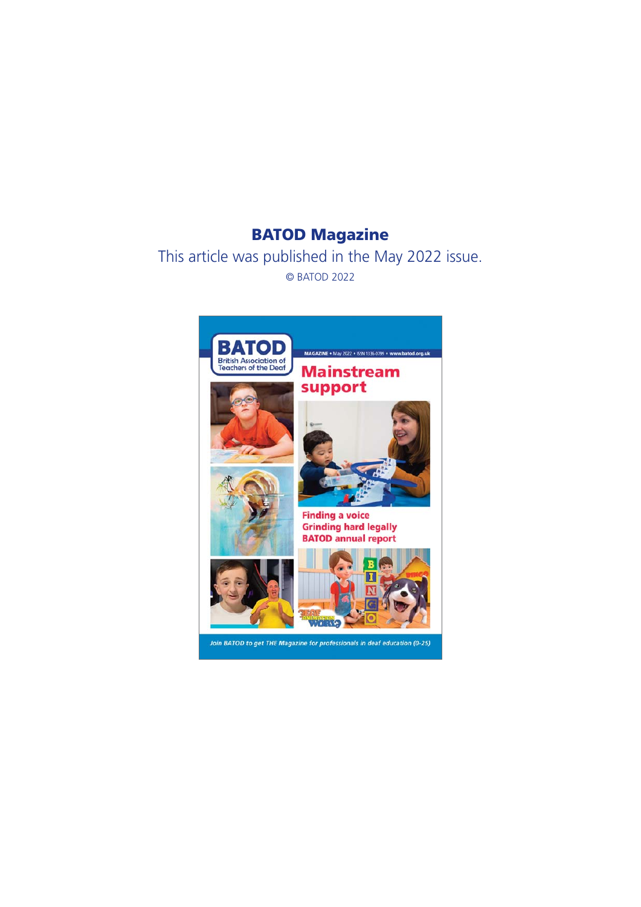# BATOD Magazine

This article was published in the May 2022 issue.

© BATOD 2022